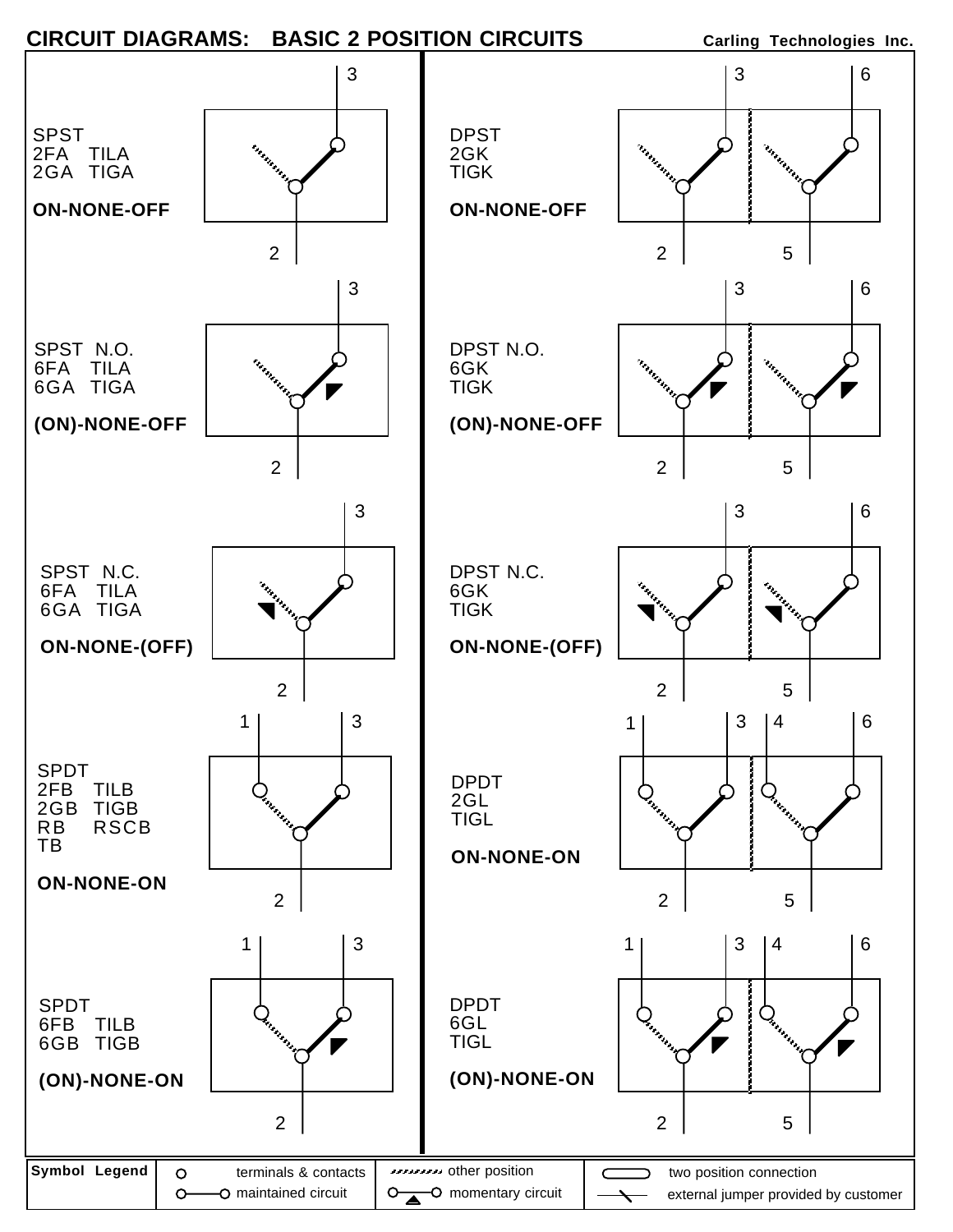# CIRCUIT DIAGRAMS: BASIC 2 POSITION CIRCUITS

Carling Technologies Inc.

SPST
2FA TILA
2GA TIGA

**ON-NONE-OFF**

3
2

DPST
2GK
TIGK

**ON-NONE-OFF**

3 6
2 5

SPST N.O.
6FA TILA
6GA TIGA

**(ON)-NONE-OFF**

3
2

DPST N.O.
6GK
TIGK

**(ON)-NONE-OFF**

3 6
2 5

SPST N.C.
6FA TILA
6GA TIGA

**ON-NONE-(OFF)**

3
2

DPST N.C.
6GK
TIGK

**ON-NONE-(OFF)**

3 6
2 5

SPDT
2FB TILB
2GB TIGB
RB RSCB
TB

**ON-NONE-ON**

1 3
2

DPDT
2GL
TIGL

**ON-NONE-ON**

1 3 4 6
2 5

SPDT
6FB TILB
6GB TIGB

**(ON)-NONE-ON**

1 3
2

DPDT
6GL
TIGL

**(ON)-NONE-ON**

1 3 4 6
2 5

| Symbol Legend | | | |
|---|---|---|---|
| | terminals & contacts | other position | two position connection |
| | maintained circuit | momentary circuit | external jumper provided by customer |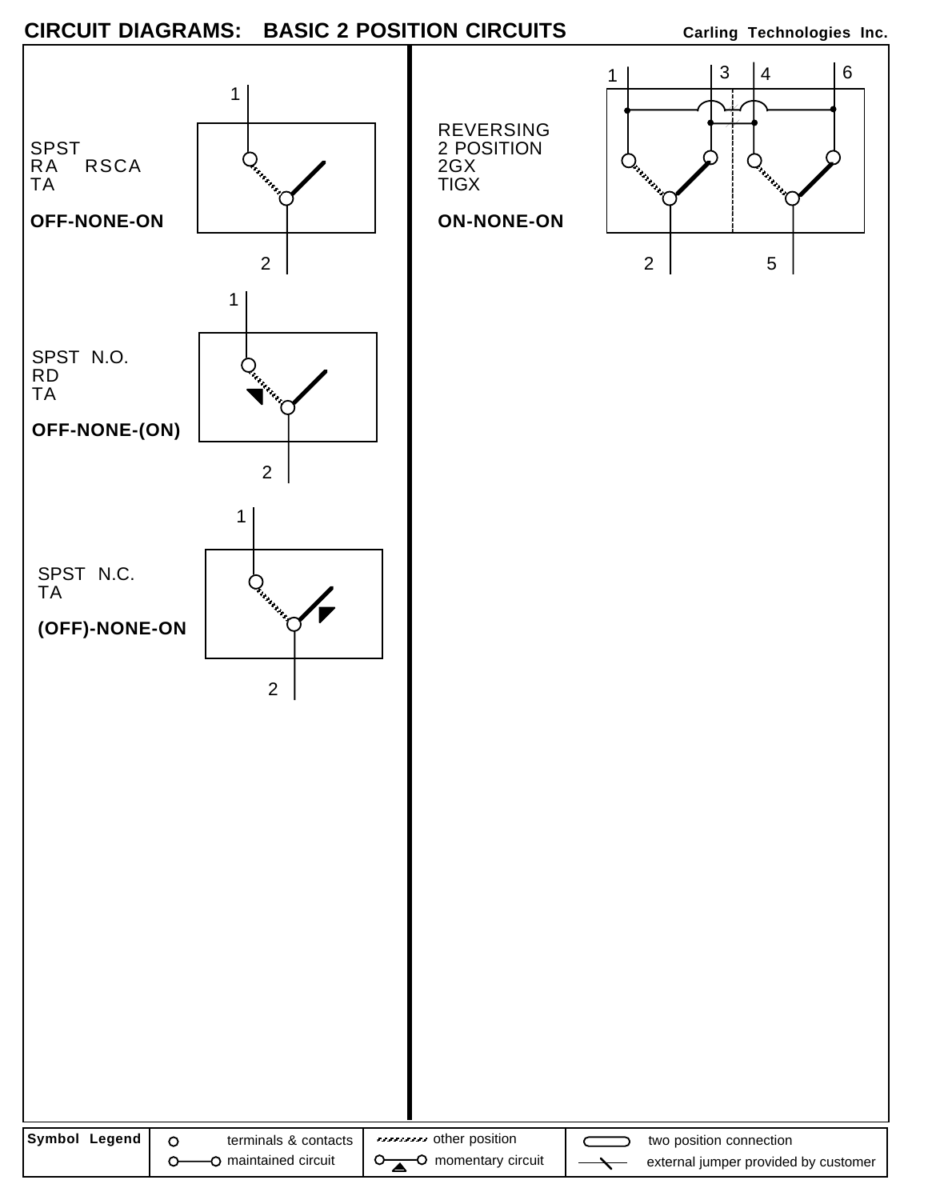# CIRCUIT DIAGRAMS: BASIC 2 POSITION CIRCUITS

Carling Technologies Inc.

SPST
RA RSCA
TA

**OFF-NONE-ON**

1
2

SPST N.O.
RD
TA

**OFF-NONE-(ON)**

1
2

SPST N.C.
TA

**(OFF)-NONE-ON**

1
2

REVERSING
2 POSITION
2GX
TIGX

**ON-NONE-ON**

1 3 4 6
2 5

| Symbol Legend | | | |
|---|---|---|---|
| | terminals & contacts | other position | two position connection |
| | maintained circuit | momentary circuit | external jumper provided by customer |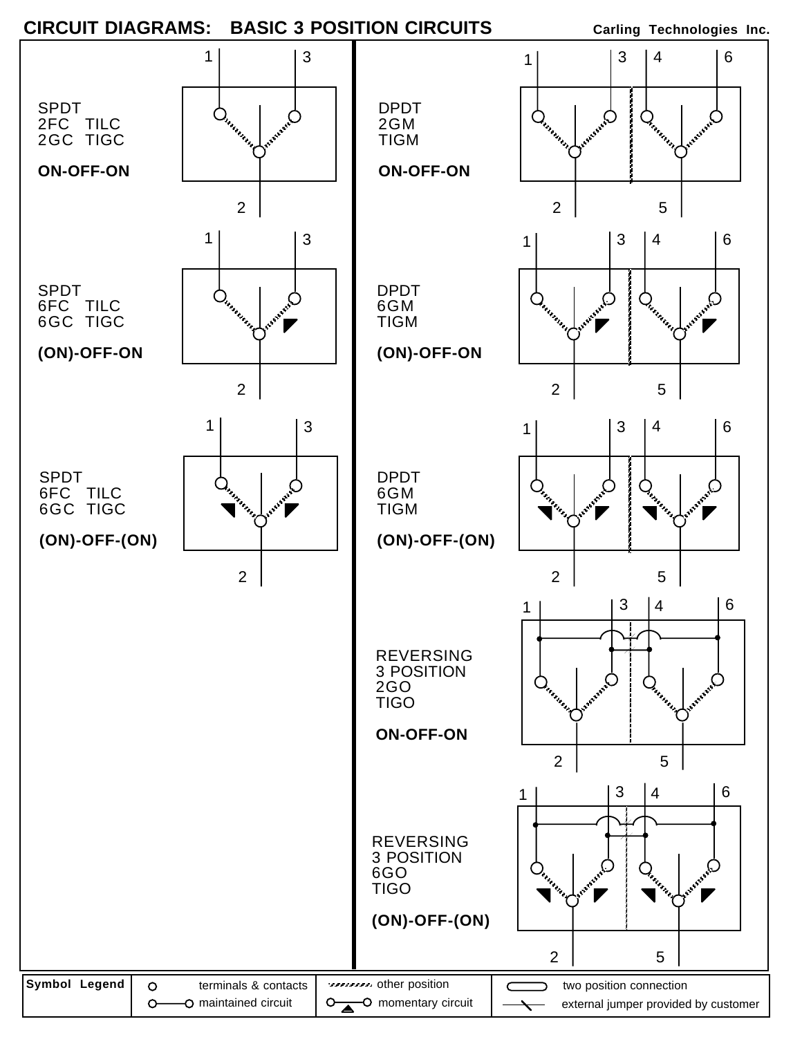# CIRCUIT DIAGRAMS: BASIC 3 POSITION CIRCUITS

Carling Technologies Inc.

SPDT
2FC TILC
2GC TIGC

**ON-OFF-ON**

1 3
2

SPDT
6FC TILC
6GC TIGC

**(ON)-OFF-ON**

1 3
2

SPDT
6FC TILC
6GC TIGC

**(ON)-OFF-(ON)**

1 3
2

DPDT
2GM
TIGM

**ON-OFF-ON**

1 3 4 6
2 5

DPDT
6GM
TIGM

**(ON)-OFF-ON**

1 3 4 6
2 5

DPDT
6GM
TIGM

**(ON)-OFF-(ON)**

1 3 4 6
2 5

REVERSING
3 POSITION
2GO
TIGO

**ON-OFF-ON**

1 3 4 6
2 5

REVERSING
3 POSITION
6GO
TIGO

**(ON)-OFF-(ON)**

1 3 4 6
2 5

| Symbol Legend | | | |
|---|---|---|---|
| | terminals & contacts | other position | two position connection |
| | maintained circuit | momentary circuit | external jumper provided by customer |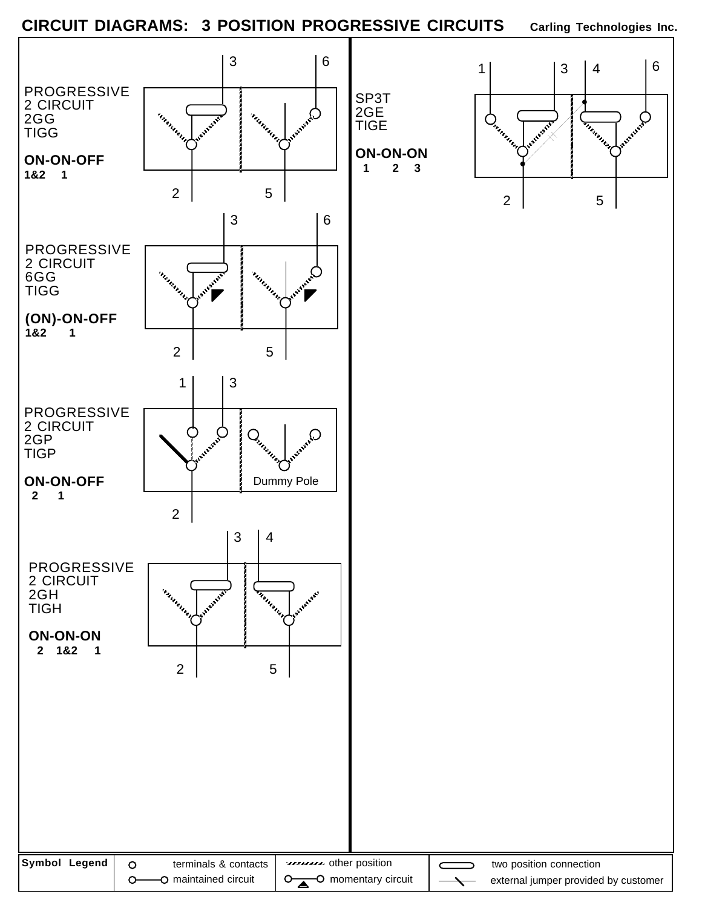# CIRCUIT DIAGRAMS: 3 POSITION PROGRESSIVE CIRCUITS

Carling Technologies Inc.

PROGRESSIVE
2 CIRCUIT
2GG
TIGG

**ON-ON-OFF**
**1&2 1**

3 6
2 5

PROGRESSIVE
2 CIRCUIT
6GG
TIGG

**(ON)-ON-OFF**
**1&2 1**

3 6
2 5

PROGRESSIVE
2 CIRCUIT
2GP
TIGP

**ON-ON-OFF**
**2 1**

1 3
2

Dummy Pole

PROGRESSIVE
2 CIRCUIT
2GH
TIGH

**ON-ON-ON**
**2 1&2 1**

3 4
2 5

SP3T
2GE
TIGE

**ON-ON-ON**
**1 2 3**

1 3 4 6
2 5

| **Symbol Legend** | | | |
|---|---|---|---|
| | terminals & contacts | other position | two position connection |
| | maintained circuit | momentary circuit | external jumper provided by customer |